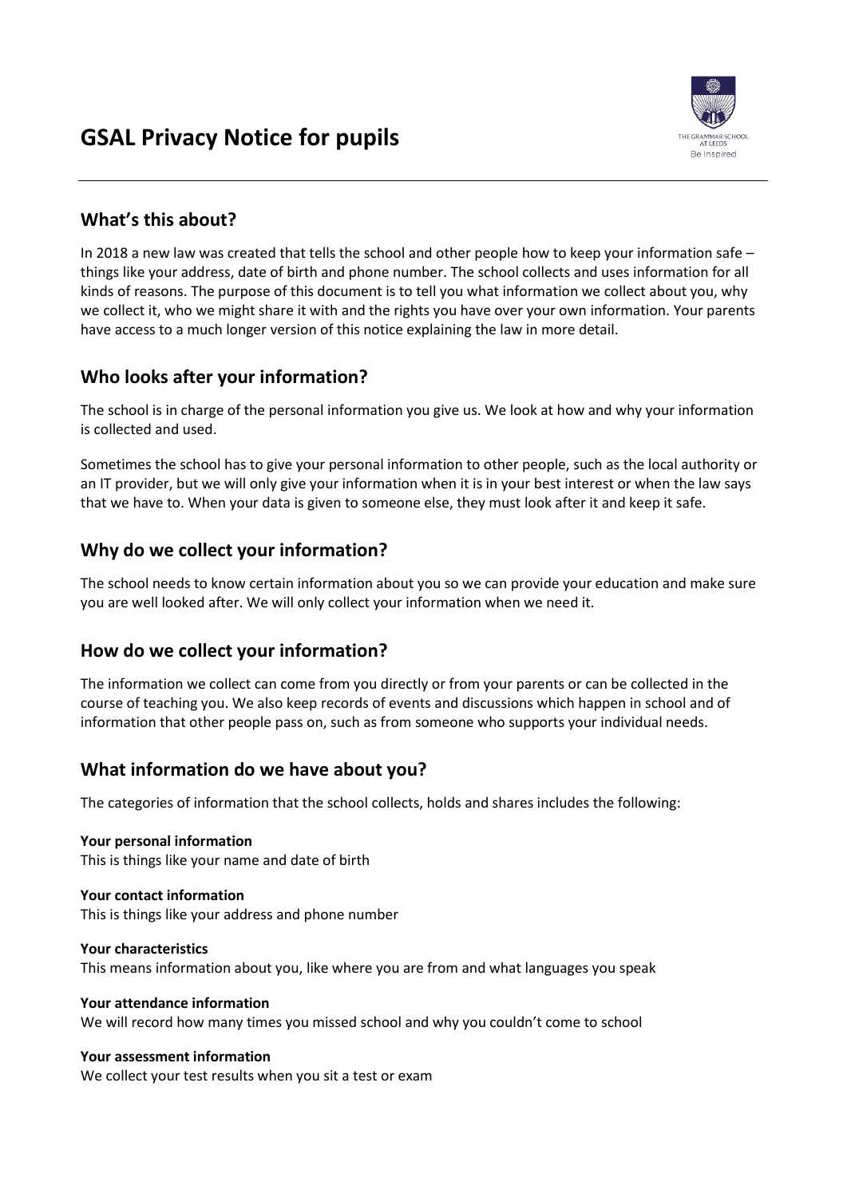# GSAL Privacy Notice for pupils

## What's this about?

In 2018 a new law was created that tells the school and other people how to keep your information safe – things like your address, date of birth and phone number. The school collects and uses information for all kinds of reasons. The purpose of this document is to tell you what information we collect about you, why we collect it, who we might share it with and the rights you have over your own information. Your parents have access to a much longer version of this notice explaining the law in more detail.

## Who looks after your information?

The school is in charge of the personal information you give us. We look at how and why your information is collected and used.

Sometimes the school has to give your personal information to other people, such as the local authority or an IT provider, but we will only give your information when it is in your best interest or when the law says that we have to. When your data is given to someone else, they must look after it and keep it safe.

## Why do we collect your information?

The school needs to know certain information about you so we can provide your education and make sure you are well looked after. We will only collect your information when we need it.

## How do we collect your information?

The information we collect can come from you directly or from your parents or can be collected in the course of teaching you. We also keep records of events and discussions which happen in school and of information that other people pass on, such as from someone who supports your individual needs.

## What information do we have about you?

The categories of information that the school collects, holds and shares includes the following:

**Your personal information**
This is things like your name and date of birth

**Your contact information**
This is things like your address and phone number

**Your characteristics**
This means information about you, like where you are from and what languages you speak

**Your attendance information**
We will record how many times you missed school and why you couldn't come to school

**Your assessment information**
We collect your test results when you sit a test or exam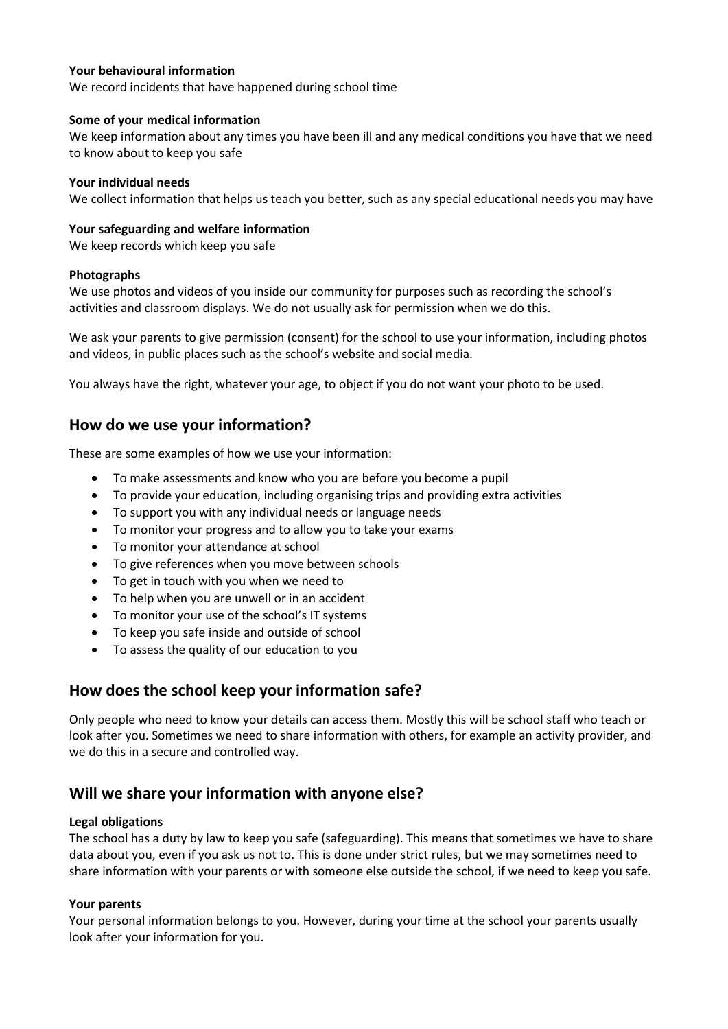**Your behavioural information**
We record incidents that have happened during school time

**Some of your medical information**
We keep information about any times you have been ill and any medical conditions you have that we need to know about to keep you safe

**Your individual needs**
We collect information that helps us teach you better, such as any special educational needs you may have

**Your safeguarding and welfare information**
We keep records which keep you safe

**Photographs**
We use photos and videos of you inside our community for purposes such as recording the school's activities and classroom displays. We do not usually ask for permission when we do this.

We ask your parents to give permission (consent) for the school to use your information, including photos and videos, in public places such as the school's website and social media.

You always have the right, whatever your age, to object if you do not want your photo to be used.

## How do we use your information?

These are some examples of how we use your information:

- To make assessments and know who you are before you become a pupil
- To provide your education, including organising trips and providing extra activities
- To support you with any individual needs or language needs
- To monitor your progress and to allow you to take your exams
- To monitor your attendance at school
- To give references when you move between schools
- To get in touch with you when we need to
- To help when you are unwell or in an accident
- To monitor your use of the school's IT systems
- To keep you safe inside and outside of school
- To assess the quality of our education to you

## How does the school keep your information safe?

Only people who need to know your details can access them. Mostly this will be school staff who teach or look after you. Sometimes we need to share information with others, for example an activity provider, and we do this in a secure and controlled way.

## Will we share your information with anyone else?

**Legal obligations**
The school has a duty by law to keep you safe (safeguarding). This means that sometimes we have to share data about you, even if you ask us not to. This is done under strict rules, but we may sometimes need to share information with your parents or with someone else outside the school, if we need to keep you safe.

**Your parents**
Your personal information belongs to you. However, during your time at the school your parents usually look after your information for you.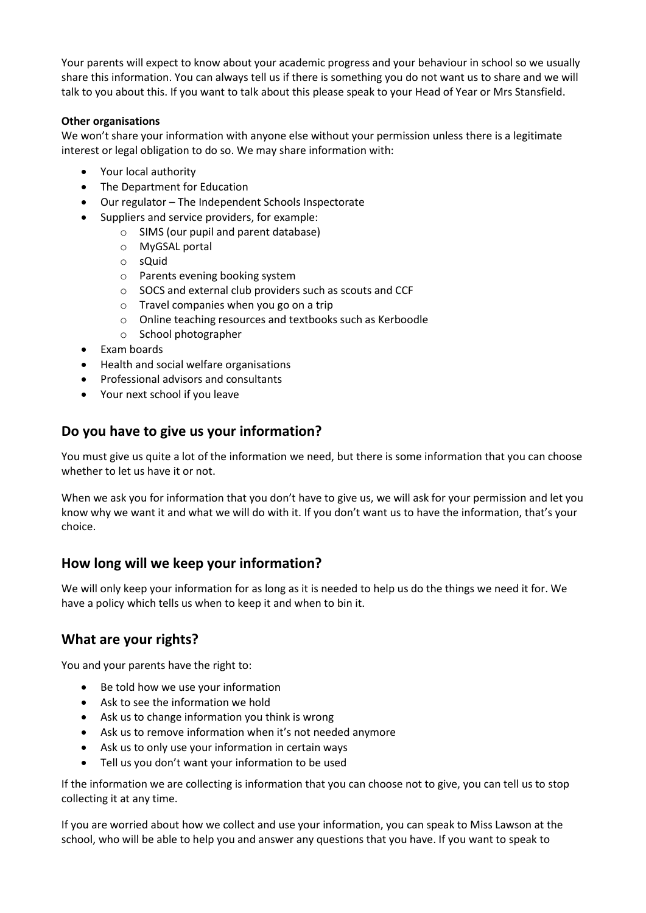Your parents will expect to know about your academic progress and your behaviour in school so we usually share this information. You can always tell us if there is something you do not want us to share and we will talk to you about this. If you want to talk about this please speak to your Head of Year or Mrs Stansfield.

**Other organisations**

We won't share your information with anyone else without your permission unless there is a legitimate interest or legal obligation to do so. We may share information with:

- Your local authority
- The Department for Education
- Our regulator – The Independent Schools Inspectorate
- Suppliers and service providers, for example:
  - SIMS (our pupil and parent database)
  - MyGSAL portal
  - sQuid
  - Parents evening booking system
  - SOCS and external club providers such as scouts and CCF
  - Travel companies when you go on a trip
  - Online teaching resources and textbooks such as Kerboodle
  - School photographer
- Exam boards
- Health and social welfare organisations
- Professional advisors and consultants
- Your next school if you leave

## Do you have to give us your information?

You must give us quite a lot of the information we need, but there is some information that you can choose whether to let us have it or not.

When we ask you for information that you don't have to give us, we will ask for your permission and let you know why we want it and what we will do with it. If you don't want us to have the information, that's your choice.

## How long will we keep your information?

We will only keep your information for as long as it is needed to help us do the things we need it for. We have a policy which tells us when to keep it and when to bin it.

## What are your rights?

You and your parents have the right to:

- Be told how we use your information
- Ask to see the information we hold
- Ask us to change information you think is wrong
- Ask us to remove information when it's not needed anymore
- Ask us to only use your information in certain ways
- Tell us you don't want your information to be used

If the information we are collecting is information that you can choose not to give, you can tell us to stop collecting it at any time.

If you are worried about how we collect and use your information, you can speak to Miss Lawson at the school, who will be able to help you and answer any questions that you have. If you want to speak to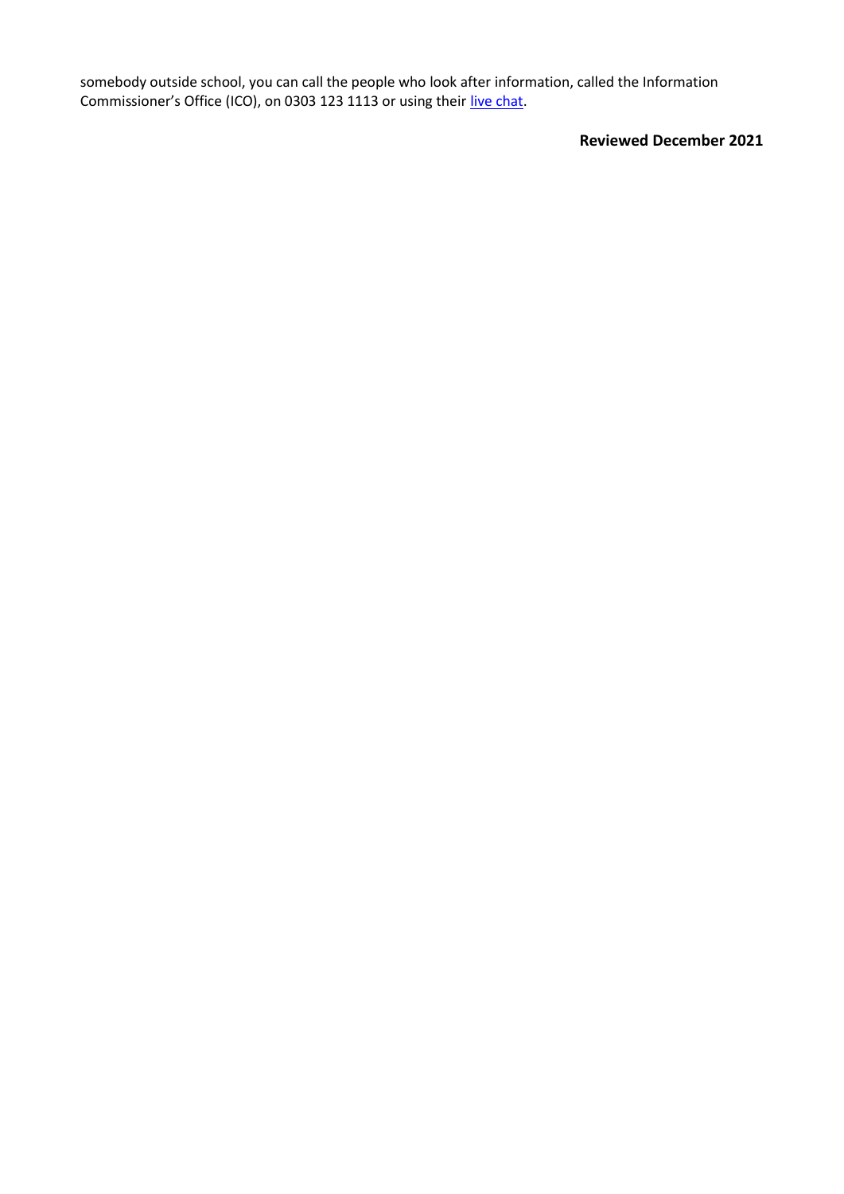somebody outside school, you can call the people who look after information, called the Information Commissioner's Office (ICO), on 0303 123 1113 or using their live chat.

**Reviewed December 2021**